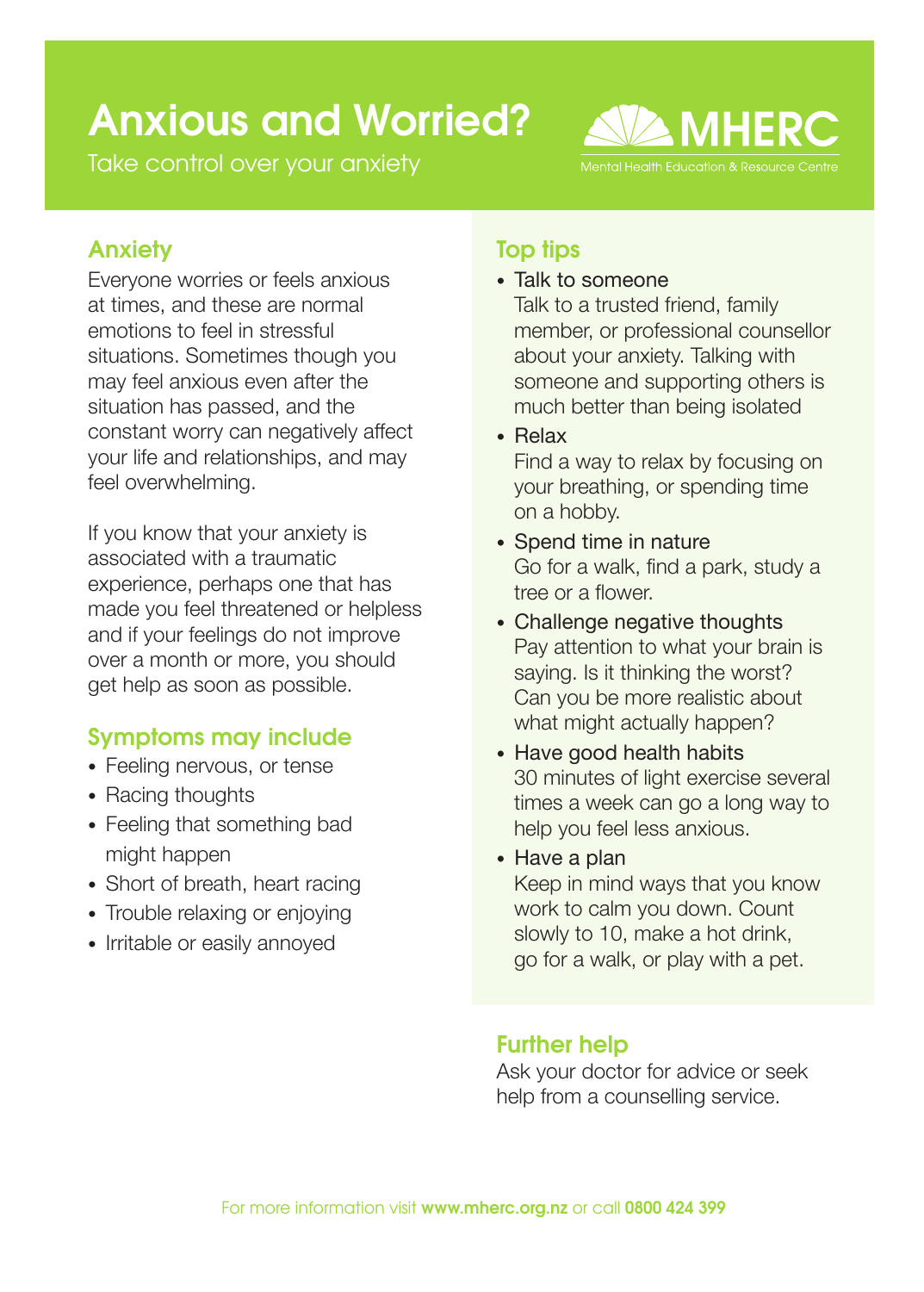# Anxious and Worried?

Take control over your anxiety

MHERC
Mental Health Education & Resource Centre

## Anxiety

Everyone worries or feels anxious at times, and these are normal emotions to feel in stressful situations. Sometimes though you may feel anxious even after the situation has passed, and the constant worry can negatively affect your life and relationships, and may feel overwhelming.

If you know that your anxiety is associated with a traumatic experience, perhaps one that has made you feel threatened or helpless and if your feelings do not improve over a month or more, you should get help as soon as possible.

## Symptoms may include

- Feeling nervous, or tense
- Racing thoughts
- Feeling that something bad might happen
- Short of breath, heart racing
- Trouble relaxing or enjoying
- Irritable or easily annoyed

## Top tips

- Talk to someone
  Talk to a trusted friend, family member, or professional counsellor about your anxiety. Talking with someone and supporting others is much better than being isolated
- Relax
  Find a way to relax by focusing on your breathing, or spending time on a hobby.
- Spend time in nature
  Go for a walk, find a park, study a tree or a flower.
- Challenge negative thoughts
  Pay attention to what your brain is saying. Is it thinking the worst? Can you be more realistic about what might actually happen?
- Have good health habits
  30 minutes of light exercise several times a week can go a long way to help you feel less anxious.
- Have a plan
  Keep in mind ways that you know work to calm you down. Count slowly to 10, make a hot drink, go for a walk, or play with a pet.

## Further help

Ask your doctor for advice or seek help from a counselling service.

For more information visit **www.mherc.org.nz** or call **0800 424 399**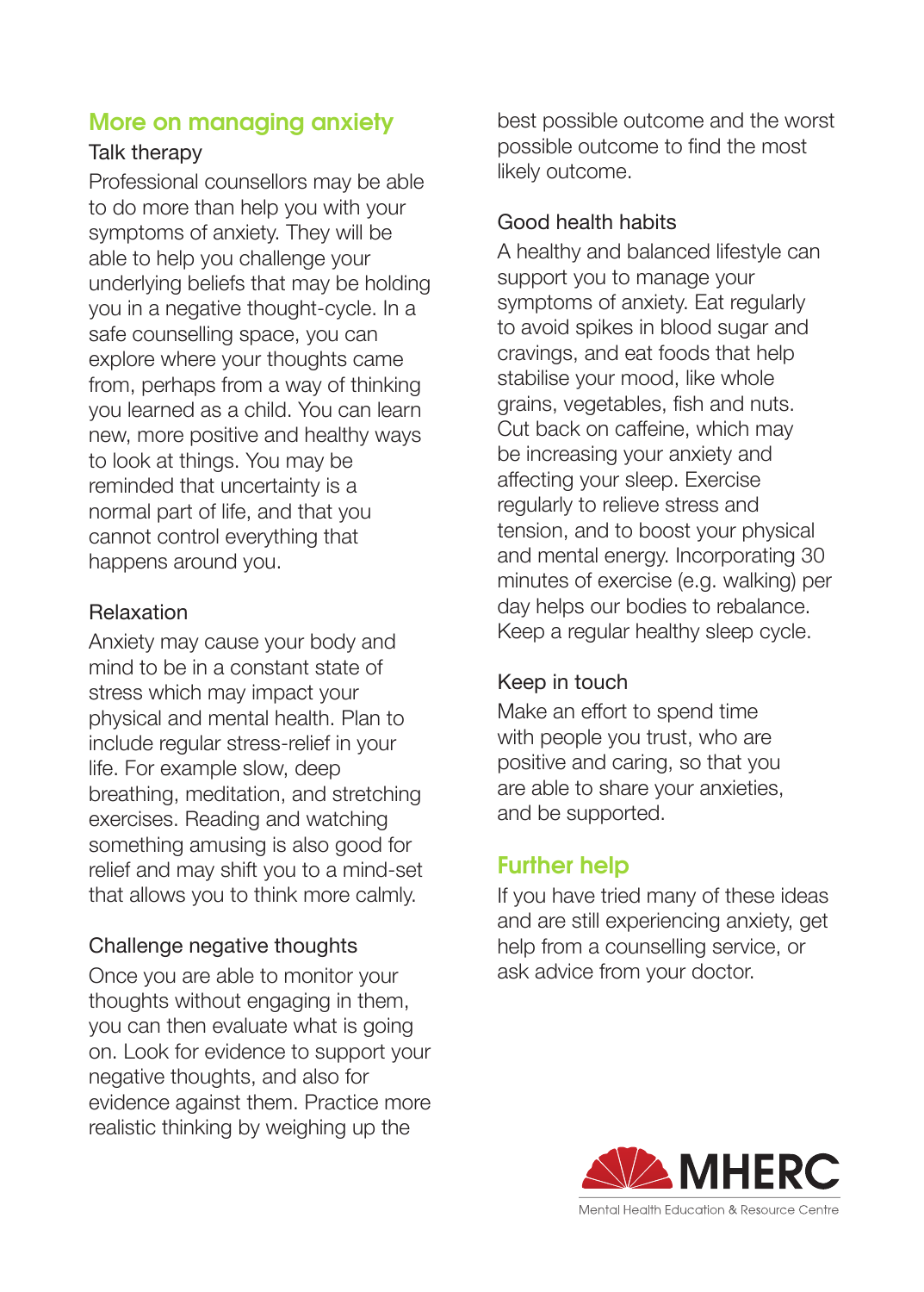## More on managing anxiety

### Talk therapy

Professional counsellors may be able to do more than help you with your symptoms of anxiety. They will be able to help you challenge your underlying beliefs that may be holding you in a negative thought-cycle. In a safe counselling space, you can explore where your thoughts came from, perhaps from a way of thinking you learned as a child. You can learn new, more positive and healthy ways to look at things. You may be reminded that uncertainty is a normal part of life, and that you cannot control everything that happens around you.

### Relaxation

Anxiety may cause your body and mind to be in a constant state of stress which may impact your physical and mental health. Plan to include regular stress-relief in your life. For example slow, deep breathing, meditation, and stretching exercises. Reading and watching something amusing is also good for relief and may shift you to a mind-set that allows you to think more calmly.

### Challenge negative thoughts

Once you are able to monitor your thoughts without engaging in them, you can then evaluate what is going on. Look for evidence to support your negative thoughts, and also for evidence against them. Practice more realistic thinking by weighing up the best possible outcome and the worst possible outcome to find the most likely outcome.

### Good health habits

A healthy and balanced lifestyle can support you to manage your symptoms of anxiety. Eat regularly to avoid spikes in blood sugar and cravings, and eat foods that help stabilise your mood, like whole grains, vegetables, fish and nuts. Cut back on caffeine, which may be increasing your anxiety and affecting your sleep. Exercise regularly to relieve stress and tension, and to boost your physical and mental energy. Incorporating 30 minutes of exercise (e.g. walking) per day helps our bodies to rebalance. Keep a regular healthy sleep cycle.

### Keep in touch

Make an effort to spend time with people you trust, who are positive and caring, so that you are able to share your anxieties, and be supported.

## Further help

If you have tried many of these ideas and are still experiencing anxiety, get help from a counselling service, or ask advice from your doctor.

MHERC

Mental Health Education & Resource Centre